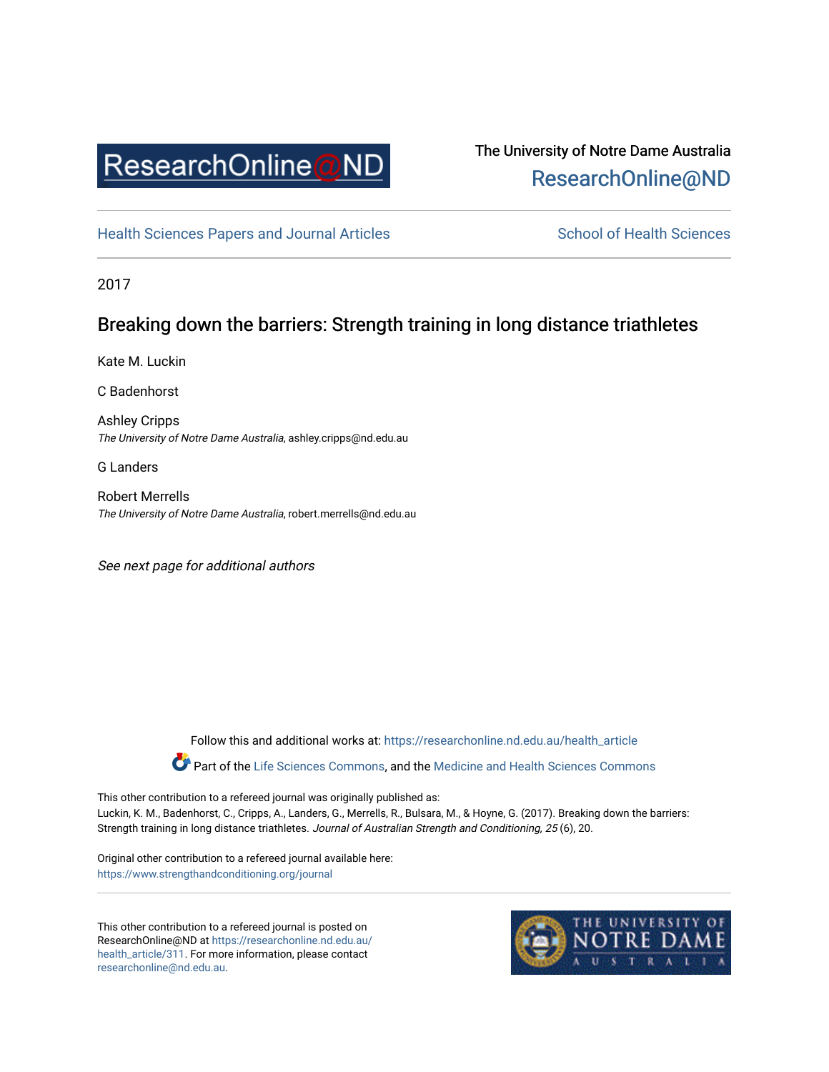ResearchOnline@ND

The University of Notre Dame Australia
ResearchOnline@ND

Health Sciences Papers and Journal Articles

School of Health Sciences

2017

# Breaking down the barriers: Strength training in long distance triathletes

Kate M. Luckin

C Badenhorst

Ashley Cripps
*The University of Notre Dame Australia*, ashley.cripps@nd.edu.au

G Landers

Robert Merrells
*The University of Notre Dame Australia*, robert.merrells@nd.edu.au

*See next page for additional authors*

Follow this and additional works at: https://researchonline.nd.edu.au/health_article

Part of the Life Sciences Commons, and the Medicine and Health Sciences Commons

This other contribution to a refereed journal was originally published as:
Luckin, K. M., Badenhorst, C., Cripps, A., Landers, G., Merrells, R., Bulsara, M., & Hoyne, G. (2017). Breaking down the barriers: Strength training in long distance triathletes. *Journal of Australian Strength and Conditioning, 25* (6), 20.

Original other contribution to a refereed journal available here:
https://www.strengthandconditioning.org/journal

This other contribution to a refereed journal is posted on ResearchOnline@ND at https://researchonline.nd.edu.au/health_article/311. For more information, please contact researchonline@nd.edu.au.

THE UNIVERSITY OF NOTRE DAME AUSTRALIA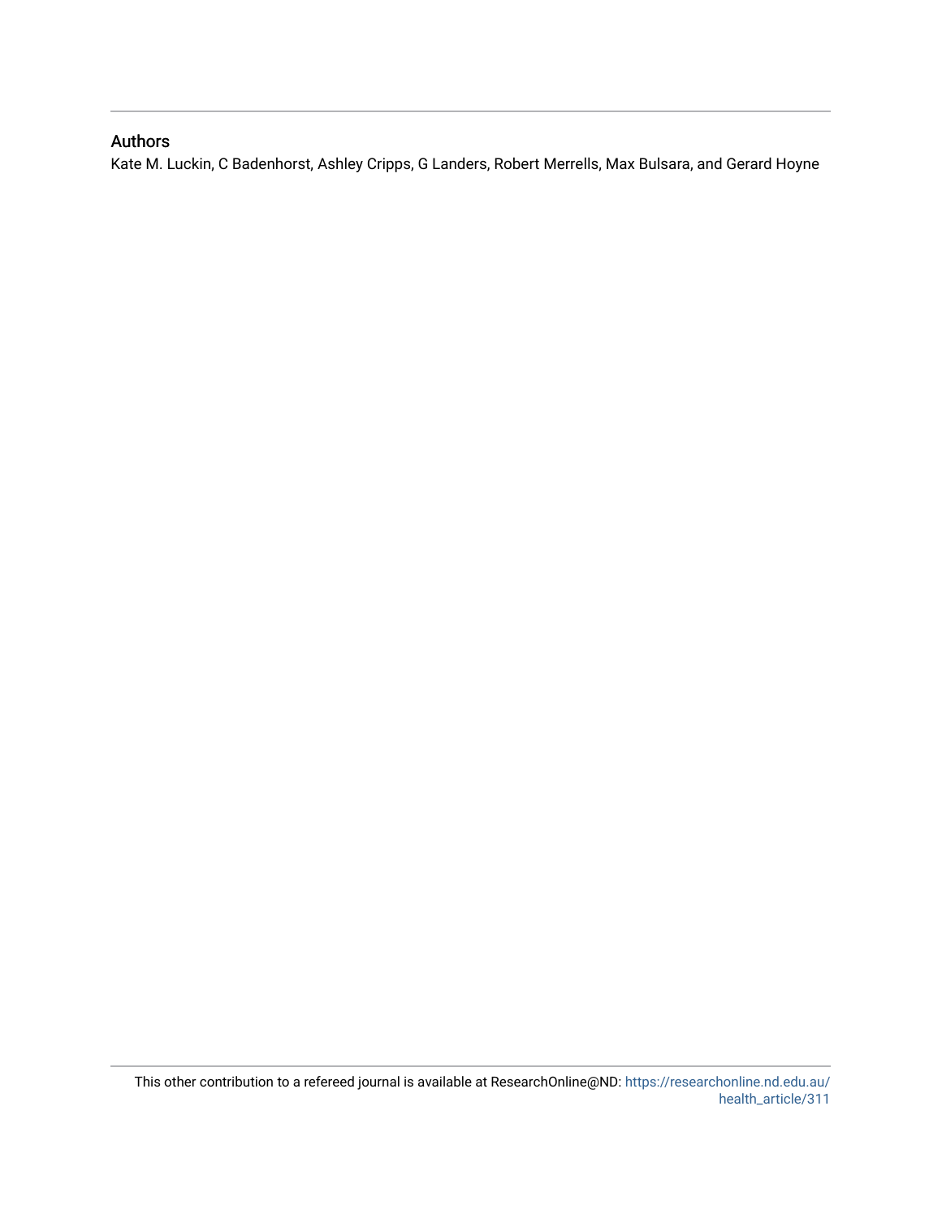## Authors

Kate M. Luckin, C Badenhorst, Ashley Cripps, G Landers, Robert Merrells, Max Bulsara, and Gerard Hoyne

This other contribution to a refereed journal is available at ResearchOnline@ND: https://researchonline.nd.edu.au/health_article/311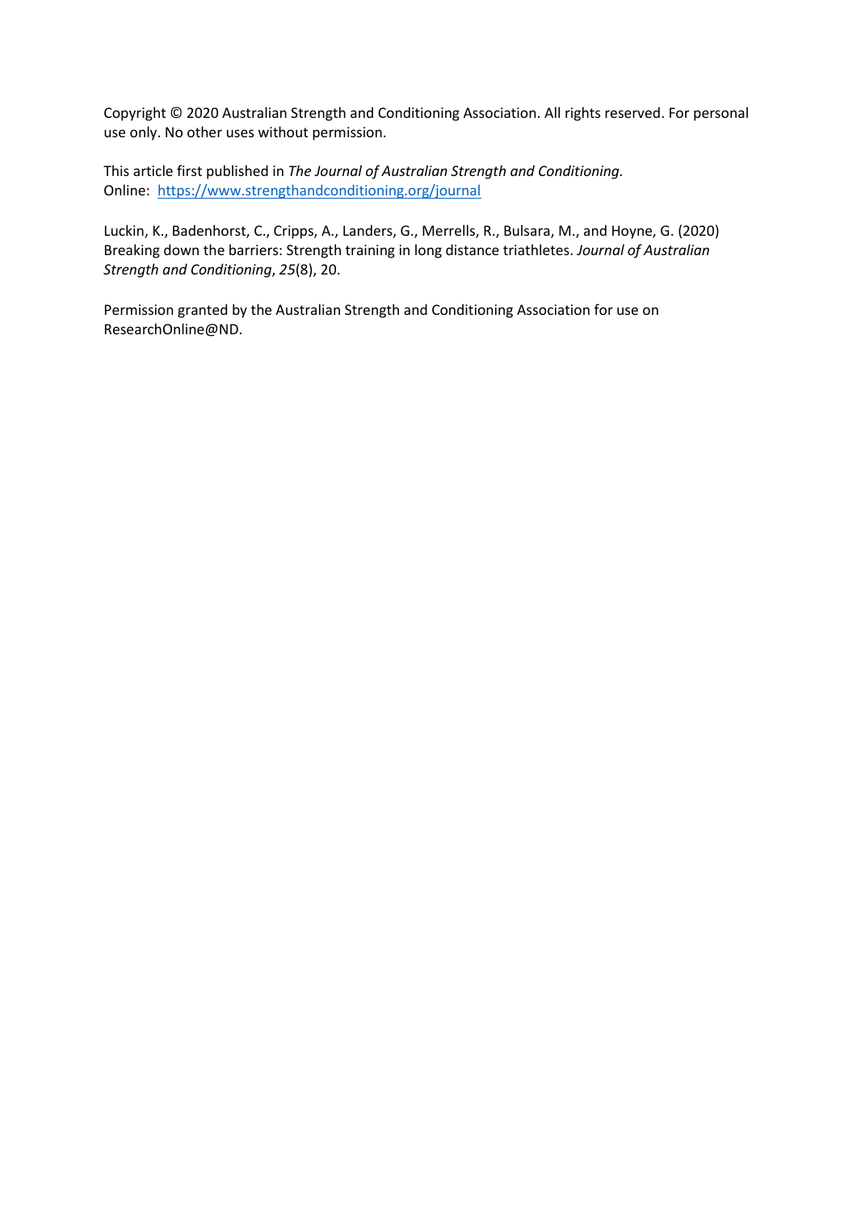Copyright © 2020 Australian Strength and Conditioning Association. All rights reserved. For personal use only. No other uses without permission.

This article first published in *The Journal of Australian Strength and Conditioning.*
Online: https://www.strengthandconditioning.org/journal

Luckin, K., Badenhorst, C., Cripps, A., Landers, G., Merrells, R., Bulsara, M., and Hoyne, G. (2020) Breaking down the barriers: Strength training in long distance triathletes. *Journal of Australian Strength and Conditioning*, *25*(8), 20.

Permission granted by the Australian Strength and Conditioning Association for use on ResearchOnline@ND.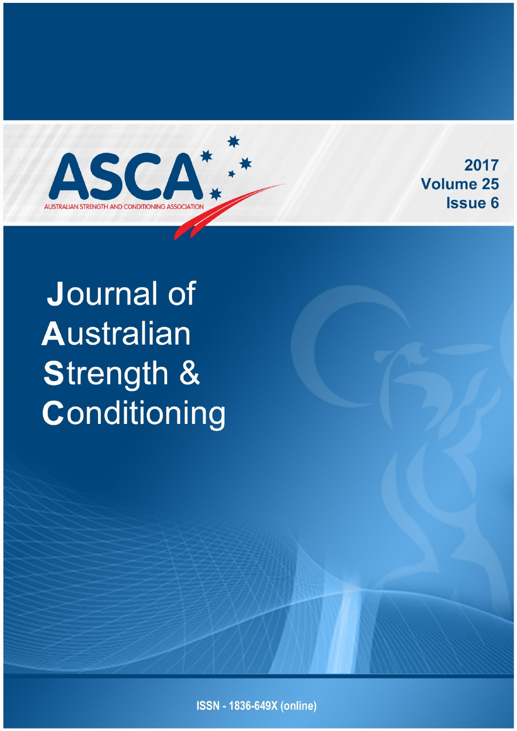ASCA

AUSTRALIAN STRENGTH AND CONDITIONING ASSOCIATION

2017

Volume 25

Issue 6

# Journal of Australian Strength & Conditioning

ISSN - 1836-649X (online)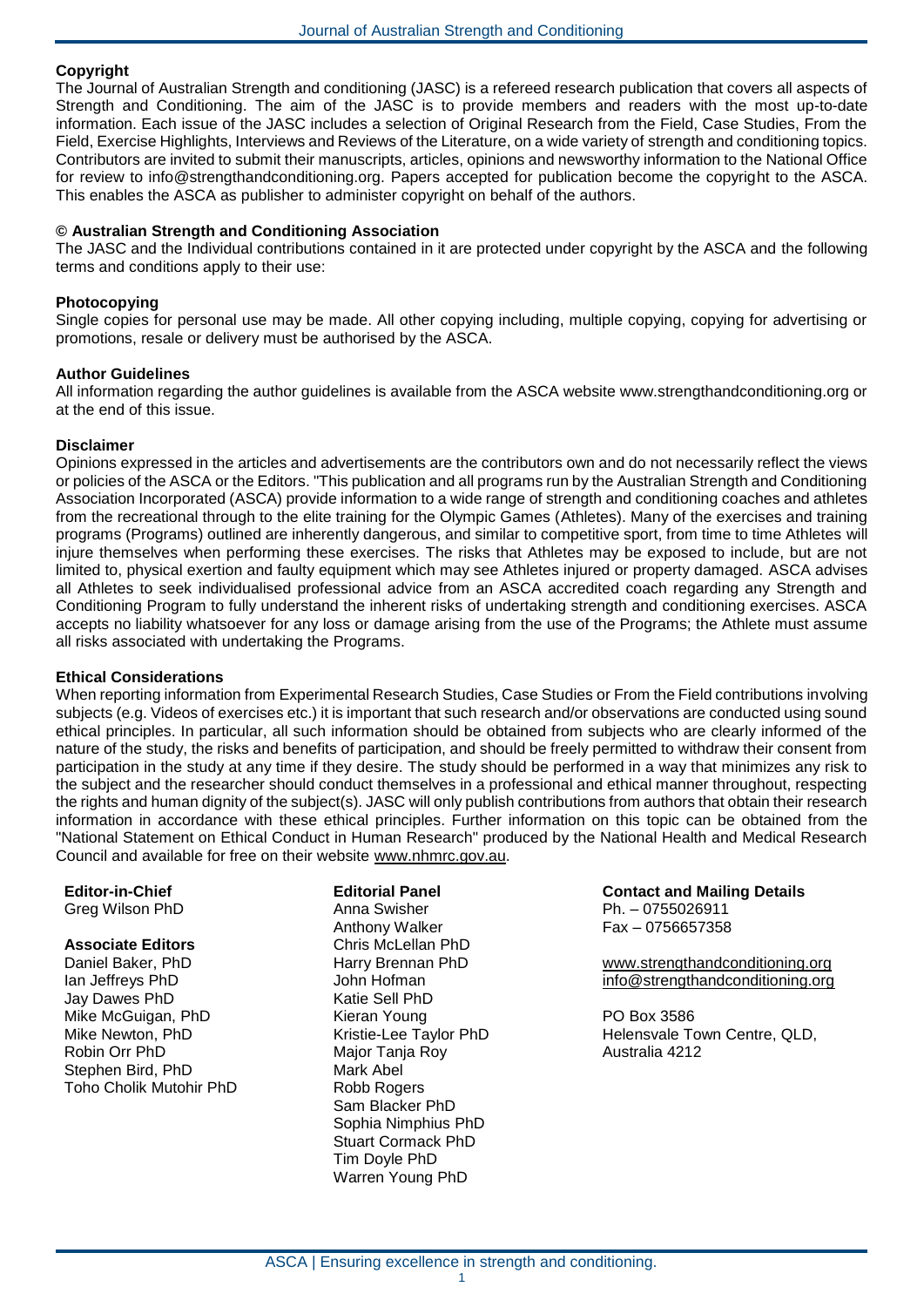## Copyright

The Journal of Australian Strength and conditioning (JASC) is a refereed research publication that covers all aspects of Strength and Conditioning. The aim of the JASC is to provide members and readers with the most up-to-date information. Each issue of the JASC includes a selection of Original Research from the Field, Case Studies, From the Field, Exercise Highlights, Interviews and Reviews of the Literature, on a wide variety of strength and conditioning topics. Contributors are invited to submit their manuscripts, articles, opinions and newsworthy information to the National Office for review to info@strengthandconditioning.org. Papers accepted for publication become the copyright to the ASCA. This enables the ASCA as publisher to administer copyright on behalf of the authors.

## © Australian Strength and Conditioning Association

The JASC and the Individual contributions contained in it are protected under copyright by the ASCA and the following terms and conditions apply to their use:

## Photocopying

Single copies for personal use may be made. All other copying including, multiple copying, copying for advertising or promotions, resale or delivery must be authorised by the ASCA.

## Author Guidelines

All information regarding the author guidelines is available from the ASCA website www.strengthandconditioning.org or at the end of this issue.

## Disclaimer

Opinions expressed in the articles and advertisements are the contributors own and do not necessarily reflect the views or policies of the ASCA or the Editors. "This publication and all programs run by the Australian Strength and Conditioning Association Incorporated (ASCA) provide information to a wide range of strength and conditioning coaches and athletes from the recreational through to the elite training for the Olympic Games (Athletes). Many of the exercises and training programs (Programs) outlined are inherently dangerous, and similar to competitive sport, from time to time Athletes will injure themselves when performing these exercises. The risks that Athletes may be exposed to include, but are not limited to, physical exertion and faulty equipment which may see Athletes injured or property damaged. ASCA advises all Athletes to seek individualised professional advice from an ASCA accredited coach regarding any Strength and Conditioning Program to fully understand the inherent risks of undertaking strength and conditioning exercises. ASCA accepts no liability whatsoever for any loss or damage arising from the use of the Programs; the Athlete must assume all risks associated with undertaking the Programs.

## Ethical Considerations

When reporting information from Experimental Research Studies, Case Studies or From the Field contributions involving subjects (e.g. Videos of exercises etc.) it is important that such research and/or observations are conducted using sound ethical principles. In particular, all such information should be obtained from subjects who are clearly informed of the nature of the study, the risks and benefits of participation, and should be freely permitted to withdraw their consent from participation in the study at any time if they desire. The study should be performed in a way that minimizes any risk to the subject and the researcher should conduct themselves in a professional and ethical manner throughout, respecting the rights and human dignity of the subject(s). JASC will only publish contributions from authors that obtain their research information in accordance with these ethical principles. Further information on this topic can be obtained from the "National Statement on Ethical Conduct in Human Research" produced by the National Health and Medical Research Council and available for free on their website www.nhmrc.gov.au.

**Editor-in-Chief**
Greg Wilson PhD

**Associate Editors**
Daniel Baker, PhD
Ian Jeffreys PhD
Jay Dawes PhD
Mike McGuigan, PhD
Mike Newton, PhD
Robin Orr PhD
Stephen Bird, PhD
Toho Cholik Mutohir PhD

**Editorial Panel**
Anna Swisher
Anthony Walker
Chris McLellan PhD
Harry Brennan PhD
John Hofman
Katie Sell PhD
Kieran Young
Kristie-Lee Taylor PhD
Major Tanja Roy
Mark Abel
Robb Rogers
Sam Blacker PhD
Sophia Nimphius PhD
Stuart Cormack PhD
Tim Doyle PhD
Warren Young PhD

**Contact and Mailing Details**
Ph. – 0755026911
Fax – 0756657358

www.strengthandconditioning.org
info@strengthandconditioning.org

PO Box 3586
Helensvale Town Centre, QLD,
Australia 4212

ASCA | Ensuring excellence in strength and conditioning.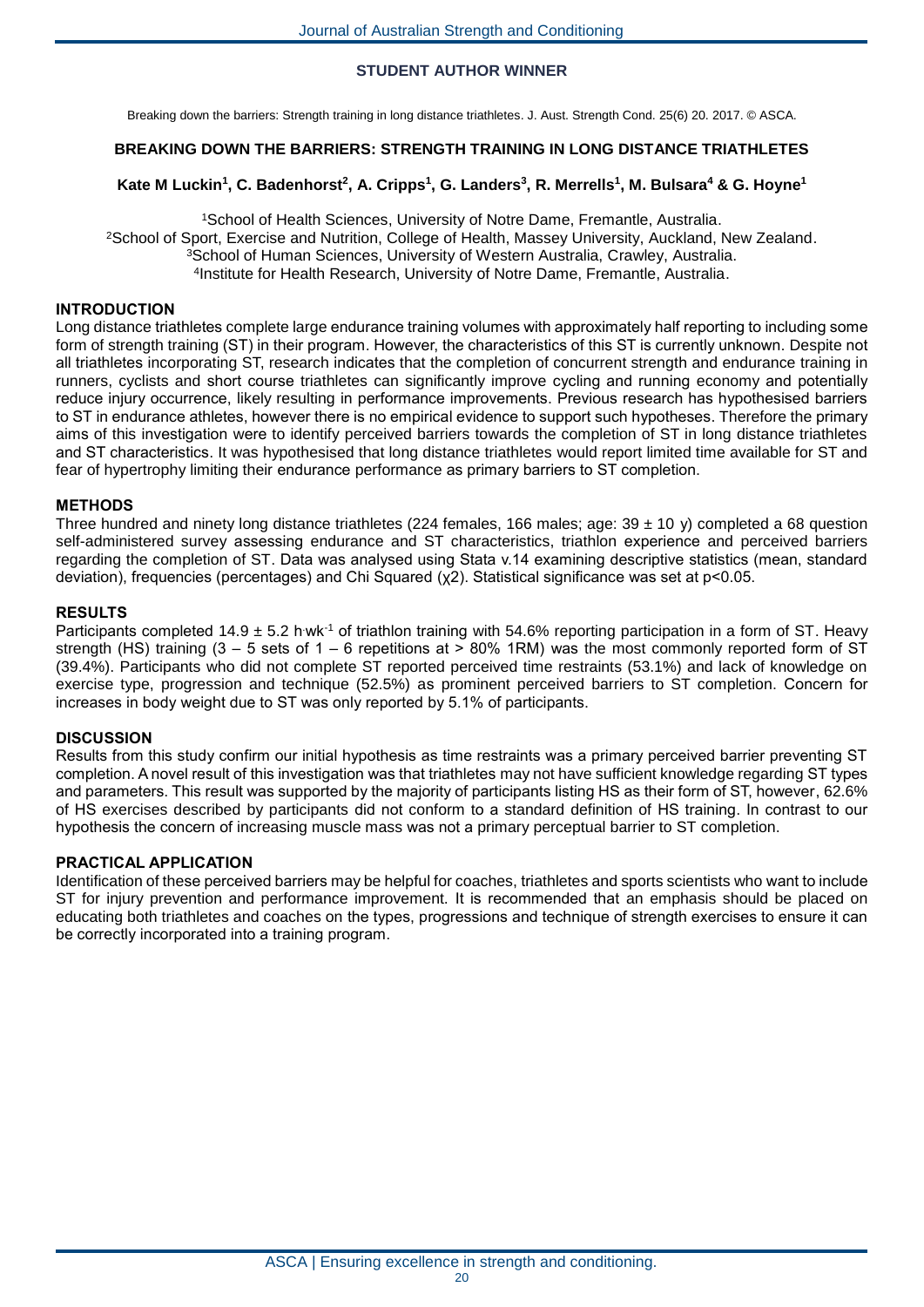**STUDENT AUTHOR WINNER**

Breaking down the barriers: Strength training in long distance triathletes. J. Aust. Strength Cond. 25(6) 20. 2017. © ASCA.

# BREAKING DOWN THE BARRIERS: STRENGTH TRAINING IN LONG DISTANCE TRIATHLETES

**Kate M Luckin[1], C. Badenhorst[2], A. Cripps[1], G. Landers[3], R. Merrells[1], M. Bulsara[4] & G. Hoyne[1]**

[1]School of Health Sciences, University of Notre Dame, Fremantle, Australia.
[2]School of Sport, Exercise and Nutrition, College of Health, Massey University, Auckland, New Zealand.
[3]School of Human Sciences, University of Western Australia, Crawley, Australia.
[4]Institute for Health Research, University of Notre Dame, Fremantle, Australia.

## INTRODUCTION

Long distance triathletes complete large endurance training volumes with approximately half reporting to including some form of strength training (ST) in their program. However, the characteristics of this ST is currently unknown. Despite not all triathletes incorporating ST, research indicates that the completion of concurrent strength and endurance training in runners, cyclists and short course triathletes can significantly improve cycling and running economy and potentially reduce injury occurrence, likely resulting in performance improvements. Previous research has hypothesised barriers to ST in endurance athletes, however there is no empirical evidence to support such hypotheses. Therefore the primary aims of this investigation were to identify perceived barriers towards the completion of ST in long distance triathletes and ST characteristics. It was hypothesised that long distance triathletes would report limited time available for ST and fear of hypertrophy limiting their endurance performance as primary barriers to ST completion.

## METHODS

Three hundred and ninety long distance triathletes (224 females, 166 males; age: $39 \pm 10$ y) completed a 68 question self-administered survey assessing endurance and ST characteristics, triathlon experience and perceived barriers regarding the completion of ST. Data was analysed using Stata v.14 examining descriptive statistics (mean, standard deviation), frequencies (percentages) and Chi Squared ($\chi 2$). Statistical significance was set at $p<0.05$.

## RESULTS

Participants completed $14.9 \pm 5.2$ h·wk$^{-1}$ of triathlon training with 54.6% reporting participation in a form of ST. Heavy strength (HS) training (3 – 5 sets of 1 – 6 repetitions at > 80% 1RM) was the most commonly reported form of ST (39.4%). Participants who did not complete ST reported perceived time restraints (53.1%) and lack of knowledge on exercise type, progression and technique (52.5%) as prominent perceived barriers to ST completion. Concern for increases in body weight due to ST was only reported by 5.1% of participants.

## DISCUSSION

Results from this study confirm our initial hypothesis as time restraints was a primary perceived barrier preventing ST completion. A novel result of this investigation was that triathletes may not have sufficient knowledge regarding ST types and parameters. This result was supported by the majority of participants listing HS as their form of ST, however, 62.6% of HS exercises described by participants did not conform to a standard definition of HS training. In contrast to our hypothesis the concern of increasing muscle mass was not a primary perceptual barrier to ST completion.

## PRACTICAL APPLICATION

Identification of these perceived barriers may be helpful for coaches, triathletes and sports scientists who want to include ST for injury prevention and performance improvement. It is recommended that an emphasis should be placed on educating both triathletes and coaches on the types, progressions and technique of strength exercises to ensure it can be correctly incorporated into a training program.